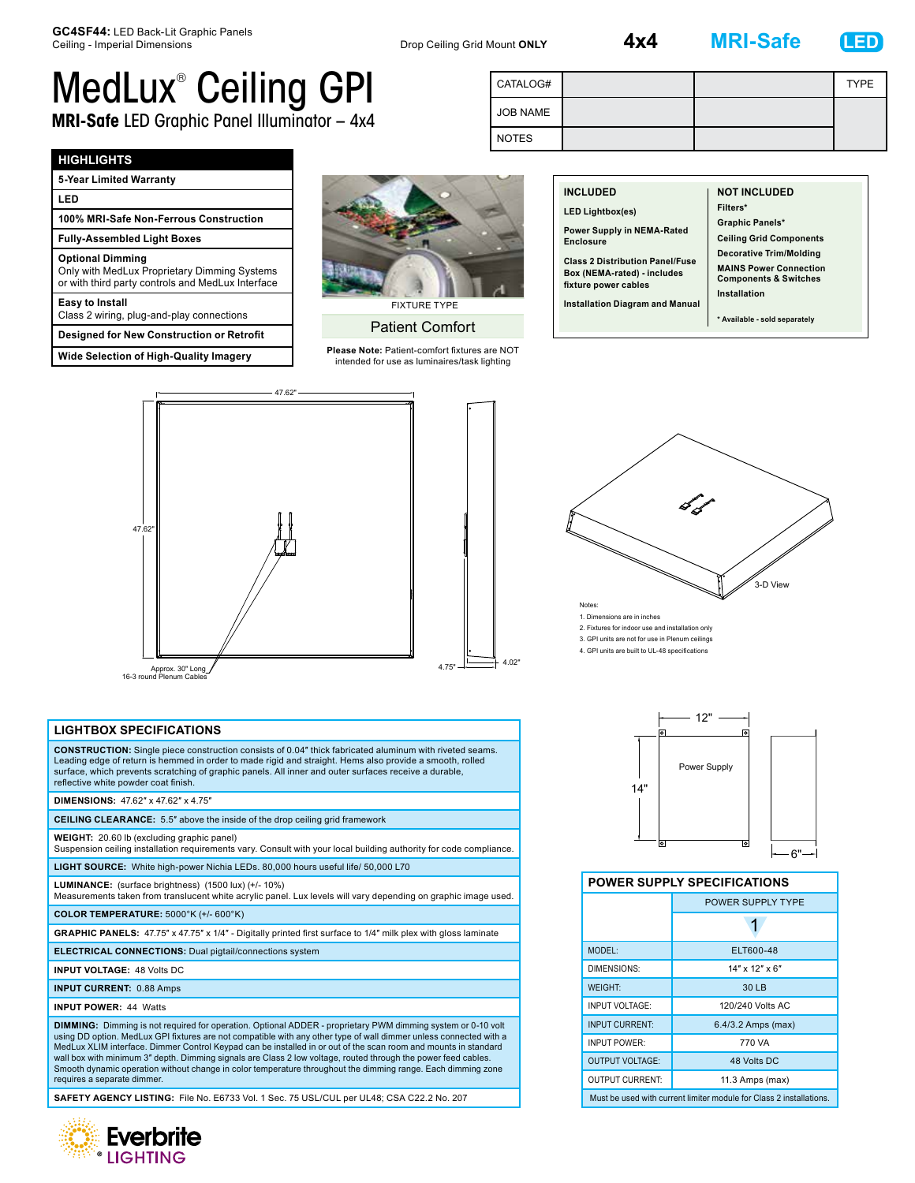**GC4SF44:** LED Back-Lit Graphic Panels
Ceiling - Imperial Dimensions

Drop Ceiling Grid Mount **ONLY**

**4x4** **MRI-Safe** **LED**

# MedLux® Ceiling GPI

## MRI-Safe LED Graphic Panel Illuminator – 4x4

| CATALOG# | | | TYPE |
|---|---|---|---|
| JOB NAME | | | |
| NOTES | | | |

### HIGHLIGHTS

- **5-Year Limited Warranty**
- **LED**
- **100% MRI-Safe Non-Ferrous Construction**
- **Fully-Assembled Light Boxes**
- **Optional Dimming**
  Only with MedLux Proprietary Dimming Systems or with third party controls and MedLux Interface
- **Easy to Install**
  Class 2 wiring, plug-and-play connections
- **Designed for New Construction or Retrofit**
- **Wide Selection of High-Quality Imagery**

FIXTURE TYPE

Patient Comfort

**Please Note:** Patient-comfort fixtures are NOT intended for use as luminaires/task lighting

| INCLUDED | NOT INCLUDED |
|---|---|
| LED Lightbox(es) | Filters* |
| Power Supply in NEMA-Rated Enclosure | Graphic Panels* |
| Class 2 Distribution Panel/Fuse Box (NEMA-rated) - includes fixture power cables | Ceiling Grid Components |
| Installation Diagram and Manual | Decorative Trim/Molding |
| | MAINS Power Connection Components & Switches |
| | Installation |
| | * Available - sold separately |

47.62" | 47.62" | 4.75" | 4.02"

Approx. 30" Long 16-3 round Plenum Cables

3-D View

Notes:
1. Dimensions are in inches
2. Fixtures for indoor use and installation only
3. GPI units are not for use in Plenum ceilings
4. GPI units are built to UL-48 specifications

12" | 14" | Power Supply | 6"

### LIGHTBOX SPECIFICATIONS

**CONSTRUCTION:** Single piece construction consists of 0.04" thick fabricated aluminum with riveted seams. Leading edge of return is hemmed in order to made rigid and straight. Hems also provide a smooth, rolled surface, which prevents scratching of graphic panels. All inner and outer surfaces receive a durable, reflective white powder coat finish.

**DIMENSIONS:** 47.62" x 47.62" x 4.75"

**CEILING CLEARANCE:** 5.5" above the inside of the drop ceiling grid framework

**WEIGHT:** 20.60 lb (excluding graphic panel)
Suspension ceiling installation requirements vary. Consult with your local building authority for code compliance.

**LIGHT SOURCE:** White high-power Nichia LEDs. 80,000 hours useful life/ 50,000 L70

**LUMINANCE:** (surface brightness) (1500 lux) (+/- 10%)
Measurements taken from translucent white acrylic panel. Lux levels will vary depending on graphic image used.

**COLOR TEMPERATURE:** 5000°K (+/- 600°K)

**GRAPHIC PANELS:** 47.75" x 47.75" x 1/4" - Digitally printed first surface to 1/4" milk plex with gloss laminate

**ELECTRICAL CONNECTIONS:** Dual pigtail/connections system

**INPUT VOLTAGE:** 48 Volts DC

**INPUT CURRENT:** 0.88 Amps

**INPUT POWER:** 44 Watts

**DIMMING:** Dimming is not required for operation. Optional ADDER - proprietary PWM dimming system or 0-10 volt using DD option. MedLux GPI fixtures are not compatible with any other type of wall dimmer unless connected with a MedLux XLIM interface. Dimmer Control Keypad can be installed in or out of the scan room and mounts in standard wall box with minimum 3" depth. Dimming signals are Class 2 low voltage, routed through the power feed cables. Smooth dimming operation without change in color temperature throughout the dimming range. Each dimming zone requires a separate dimmer.

**SAFETY AGENCY LISTING:** File No. E6733 Vol. 1 Sec. 75 USL/CUL per UL48; CSA C22.2 No. 207

### POWER SUPPLY SPECIFICATIONS

| | POWER SUPPLY TYPE |
|---|---|
| | 1 |
| MODEL: | ELT600-48 |
| DIMENSIONS: | 14" x 12" x 6" |
| WEIGHT: | 30 LB |
| INPUT VOLTAGE: | 120/240 Volts AC |
| INPUT CURRENT: | 6.4/3.2 Amps (max) |
| INPUT POWER: | 770 VA |
| OUTPUT VOLTAGE: | 48 Volts DC |
| OUTPUT CURRENT: | 11.3 Amps (max) |

Must be used with current limiter module for Class 2 installations.

Everbrite® LIGHTING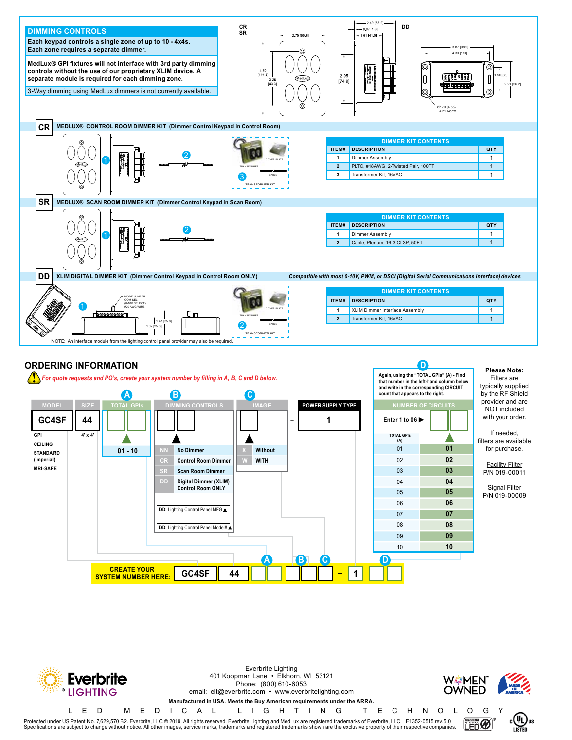## DIMMING CONTROLS

**Each keypad controls a single zone of up to 10 - 4x4s. Each zone requires a separate dimmer.**

**MedLux® GPI fixtures will not interface with 3rd party dimming controls without the use of our proprietary XLIM device. A separate module is required for each dimming zone.**

3-Way dimming using MedLux dimmers is not currently available.

CR
SR

2.75 [69.8]
4.50 [114.3]
3.28 [83.3]
2.40 [63.2]
0.07 [1.8]
1.61 [41.0]
2.95 [74.9]

DD

3.87 [98.2]
4.33 [110]
1.50 [38]
2.21 [56.2]
Ø.179 [4.55] 4 PLACES

### CR — MEDLUX® CONTROL ROOM DIMMER KIT (Dimmer Control Keypad in Control Room)

TRANSFORMER
COVER PLATE
CABLE
TRANSFORMER KIT

| DIMMER KIT CONTENTS | | |
|---|---|---|
| ITEM# | DESCRIPTION | QTY |
| 1 | Dimmer Assembly | 1 |
| 2 | PLTC, #18AWG, 2-Twisted Pair, 100FT | 1 |
| 3 | Transformer Kit, 16VAC | 1 |

### SR — MEDLUX® SCAN ROOM DIMMER KIT (Dimmer Control Keypad in Scan Room)

| DIMMER KIT CONTENTS | | |
|---|---|---|
| ITEM# | DESCRIPTION | QTY |
| 1 | Dimmer Assembly | 1 |
| 2 | Cable, Plenum, 16-3 CL3P, 50FT | 1 |

### DD — XLIM DIGITAL DIMMER KIT (Dimmer Control Keypad in Control Room ONLY)

*Compatible with most 0-10V, PWM, or DSCI (Digital Serial Communications Interface) devices*

MODE JUMPER
COM-SEL
(0-10V SELECT)
#20 AWG WIRE
1.41 [35.8]
1.02 [25.8]
TRANSFORMER
COVER PLATE
CABLE
TRANSFORMER KIT

| DIMMER KIT CONTENTS | | |
|---|---|---|
| ITEM# | DESCRIPTION | QTY |
| 1 | XLIM Dimmer Interface Assembly | 1 |
| 2 | Transformer Kit, 16VAC | 1 |

NOTE: An interface module from the lighting control panel provider may also be required.

## ORDERING INFORMATION

*For quote requests and PO's, create your system number by filling in A, B, C and D below.*

| MODEL | SIZE | A: TOTAL GPIs | B: DIMMING CONTROLS | C: IMAGE | | POWER SUPPLY TYPE | D: NUMBER OF CIRCUITS |
|---|---|---|---|---|---|---|---|
| GC4SF | 44 | 01 - 10 | NN No Dimmer | X Without | – | 1 | Enter 1 to 06 |
| GPI CEILING STANDARD (Imperial) MRI-SAFE | 4' x 4' | | CR Control Room Dimmer | W WITH | | | |
| | | | SR Scan Room Dimmer | | | | |
| | | | DD Digital Dimmer (XLIM) Control Room ONLY | | | | |
| | | | DD: Lighting Control Panel MFG | | | | |
| | | | DD: Lighting Control Panel Model# | | | | |

**D** Again, using the "TOTAL GPIs" (A) - Find that number in the left-hand column below and write in the corresponding CIRCUIT count that appears to the right.

| TOTAL GPIs (A) | NUMBER OF CIRCUITS |
|---|---|
| 01 | 01 |
| 02 | 02 |
| 03 | 03 |
| 04 | 04 |
| 05 | 05 |
| 06 | 06 |
| 07 | 07 |
| 08 | 08 |
| 09 | 09 |
| 10 | 10 |

**Please Note:** Filters are typically supplied by the RF Shield provider and are NOT included with your order.

If needed, filters are available for purchase.

Facility Filter
P/N 019-00011

Signal Filter
P/N 019-00009

**CREATE YOUR SYSTEM NUMBER HERE:** GC4SF | 44 | A ☐☐ | B ☐☐ | C ☐ | – | 1 | D ☐☐

Everbrite Lighting
401 Koopman Lane • Elkhorn, WI 53121
Phone: (800) 610-6053
email: elt@everbrite.com • www.everbritelighting.com

**Manufactured in USA. Meets the Buy American requirements under the ARRA.**

LED MEDICAL LIGHTING TECHNOLOGY

Protected under US Patent No. 7,629,570 B2. Everbrite, LLC © 2019. All rights reserved. Everbrite Lighting and MedLux are registered trademarks of Everbrite, LLC. E1352-0515 rev.5.0
Specifications are subject to change without notice. All other images, service marks, trademarks and registered trademarks shown are the exclusive property of their respective companies.